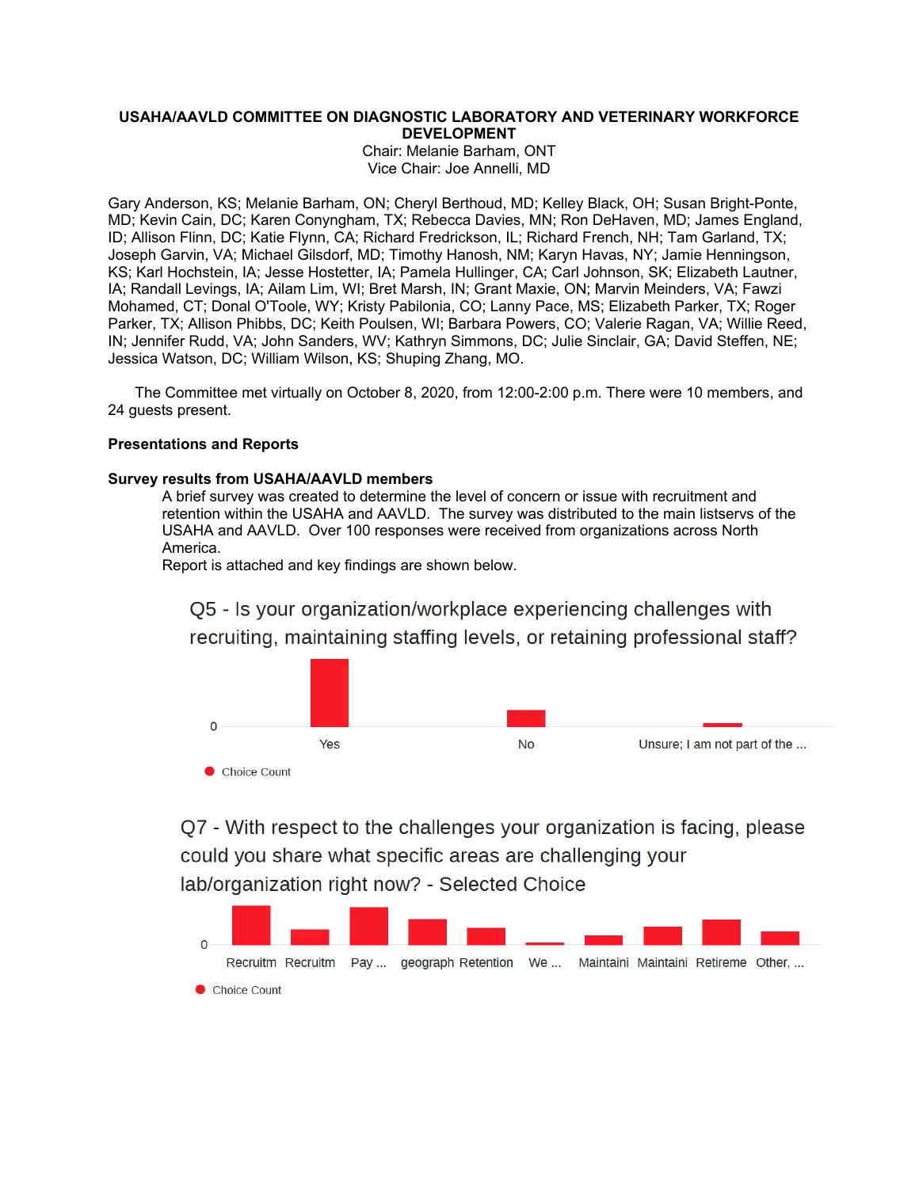**USAHA/AAVLD COMMITTEE ON DIAGNOSTIC LABORATORY AND VETERINARY WORKFORCE DEVELOPMENT**

Chair: Melanie Barham, ONT
Vice Chair: Joe Annelli, MD

Gary Anderson, KS; Melanie Barham, ON; Cheryl Berthoud, MD; Kelley Black, OH; Susan Bright-Ponte, MD; Kevin Cain, DC; Karen Conyngham, TX; Rebecca Davies, MN; Ron DeHaven, MD; James England, ID; Allison Flinn, DC; Katie Flynn, CA; Richard Fredrickson, IL; Richard French, NH; Tam Garland, TX; Joseph Garvin, VA; Michael Gilsdorf, MD; Timothy Hanosh, NM; Karyn Havas, NY; Jamie Henningson, KS; Karl Hochstein, IA; Jesse Hostetter, IA; Pamela Hullinger, CA; Carl Johnson, SK; Elizabeth Lautner, IA; Randall Levings, IA; Ailam Lim, WI; Bret Marsh, IN; Grant Maxie, ON; Marvin Meinders, VA; Fawzi Mohamed, CT; Donal O'Toole, WY; Kristy Pabilonia, CO; Lanny Pace, MS; Elizabeth Parker, TX; Roger Parker, TX; Allison Phibbs, DC; Keith Poulsen, WI; Barbara Powers, CO; Valerie Ragan, VA; Willie Reed, IN; Jennifer Rudd, VA; John Sanders, WV; Kathryn Simmons, DC; Julie Sinclair, GA; David Steffen, NE; Jessica Watson, DC; William Wilson, KS; Shuping Zhang, MO.

The Committee met virtually on October 8, 2020, from 12:00-2:00 p.m. There were 10 members, and 24 guests present.

**Presentations and Reports**

**Survey results from USAHA/AAVLD members**

A brief survey was created to determine the level of concern or issue with recruitment and retention within the USAHA and AAVLD. The survey was distributed to the main listservs of the USAHA and AAVLD. Over 100 responses were received from organizations across North America.

Report is attached and key findings are shown below.

Q5 - Is your organization/workplace experiencing challenges with recruiting, maintaining staffing levels, or retaining professional staff?

0

Yes | No | Unsure; I am not part of the ...

Choice Count

Q7 - With respect to the challenges your organization is facing, please could you share what specific areas are challenging your lab/organization right now? - Selected Choice

0

Recruitm | Recruitm | Pay ... | geograph | Retention | We ... | Maintaini | Maintaini | Retireme | Other, ...

Choice Count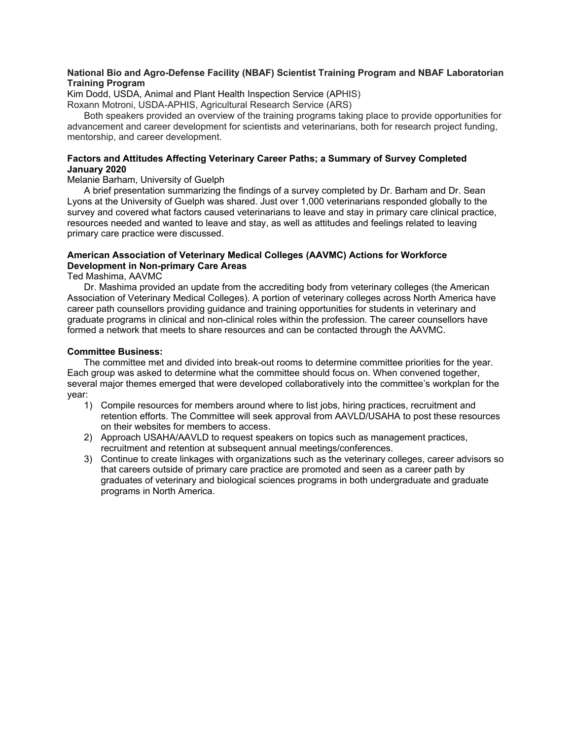**National Bio and Agro-Defense Facility (NBAF) Scientist Training Program and NBAF Laboratorian Training Program**

Kim Dodd, USDA, Animal and Plant Health Inspection Service (APHIS)
Roxann Motroni, USDA-APHIS, Agricultural Research Service (ARS)

Both speakers provided an overview of the training programs taking place to provide opportunities for advancement and career development for scientists and veterinarians, both for research project funding, mentorship, and career development.

**Factors and Attitudes Affecting Veterinary Career Paths; a Summary of Survey Completed January 2020**

Melanie Barham, University of Guelph

A brief presentation summarizing the findings of a survey completed by Dr. Barham and Dr. Sean Lyons at the University of Guelph was shared. Just over 1,000 veterinarians responded globally to the survey and covered what factors caused veterinarians to leave and stay in primary care clinical practice, resources needed and wanted to leave and stay, as well as attitudes and feelings related to leaving primary care practice were discussed.

**American Association of Veterinary Medical Colleges (AAVMC) Actions for Workforce Development in Non-primary Care Areas**

Ted Mashima, AAVMC

Dr. Mashima provided an update from the accrediting body from veterinary colleges (the American Association of Veterinary Medical Colleges). A portion of veterinary colleges across North America have career path counsellors providing guidance and training opportunities for students in veterinary and graduate programs in clinical and non-clinical roles within the profession. The career counsellors have formed a network that meets to share resources and can be contacted through the AAVMC.

**Committee Business:**

The committee met and divided into break-out rooms to determine committee priorities for the year. Each group was asked to determine what the committee should focus on. When convened together, several major themes emerged that were developed collaboratively into the committee's workplan for the year:

1) Compile resources for members around where to list jobs, hiring practices, recruitment and retention efforts. The Committee will seek approval from AAVLD/USAHA to post these resources on their websites for members to access.
2) Approach USAHA/AAVLD to request speakers on topics such as management practices, recruitment and retention at subsequent annual meetings/conferences.
3) Continue to create linkages with organizations such as the veterinary colleges, career advisors so that careers outside of primary care practice are promoted and seen as a career path by graduates of veterinary and biological sciences programs in both undergraduate and graduate programs in North America.